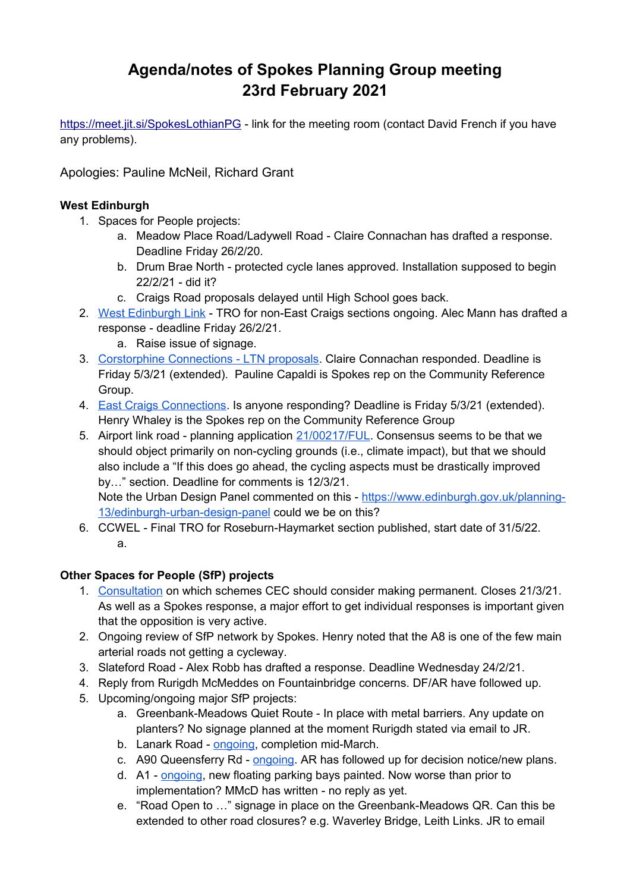# Agenda/notes of Spokes Planning Group meeting
# 23rd February 2021

[https://meet.jit.si/SpokesLothianPG](https://meet.jit.si/SpokesLothianPG) - link for the meeting room (contact David French if you have any problems).

Apologies: Pauline McNeil, Richard Grant

**West Edinburgh**

1. Spaces for People projects:
    a. Meadow Place Road/Ladywell Road - Claire Connachan has drafted a response. Deadline Friday 26/2/20.
    b. Drum Brae North - protected cycle lanes approved. Installation supposed to begin 22/2/21 - did it?
    c. Craigs Road proposals delayed until High School goes back.
2. West Edinburgh Link - TRO for non-East Craigs sections ongoing. Alec Mann has drafted a response - deadline Friday 26/2/21.
    a. Raise issue of signage.
3. Corstorphine Connections - LTN proposals. Claire Connachan responded. Deadline is Friday 5/3/21 (extended). Pauline Capaldi is Spokes rep on the Community Reference Group.
4. East Craigs Connections. Is anyone responding? Deadline is Friday 5/3/21 (extended). Henry Whaley is the Spokes rep on the Community Reference Group
5. Airport link road - planning application 21/00217/FUL. Consensus seems to be that we should object primarily on non-cycling grounds (i.e., climate impact), but that we should also include a "If this does go ahead, the cycling aspects must be drastically improved by…" section. Deadline for comments is 12/3/21.
   Note the Urban Design Panel commented on this - [https://www.edinburgh.gov.uk/planning-13/edinburgh-urban-design-panel](https://www.edinburgh.gov.uk/planning-13/edinburgh-urban-design-panel) could we be on this?
6. CCWEL - Final TRO for Roseburn-Haymarket section published, start date of 31/5/22.
    a.

**Other Spaces for People (SfP) projects**

1. Consultation on which schemes CEC should consider making permanent. Closes 21/3/21. As well as a Spokes response, a major effort to get individual responses is important given that the opposition is very active.
2. Ongoing review of SfP network by Spokes. Henry noted that the A8 is one of the few main arterial roads not getting a cycleway.
3. Slateford Road - Alex Robb has drafted a response. Deadline Wednesday 24/2/21.
4. Reply from Rurigdh McMeddes on Fountainbridge concerns. DF/AR have followed up.
5. Upcoming/ongoing major SfP projects:
    a. Greenbank-Meadows Quiet Route - In place with metal barriers. Any update on planters? No signage planned at the moment Rurigdh stated via email to JR.
    b. Lanark Road - ongoing, completion mid-March.
    c. A90 Queensferry Rd - ongoing. AR has followed up for decision notice/new plans.
    d. A1 - ongoing, new floating parking bays painted. Now worse than prior to implementation? MMcD has written - no reply as yet.
    e. "Road Open to …" signage in place on the Greenbank-Meadows QR. Can this be extended to other road closures? e.g. Waverley Bridge, Leith Links. JR to email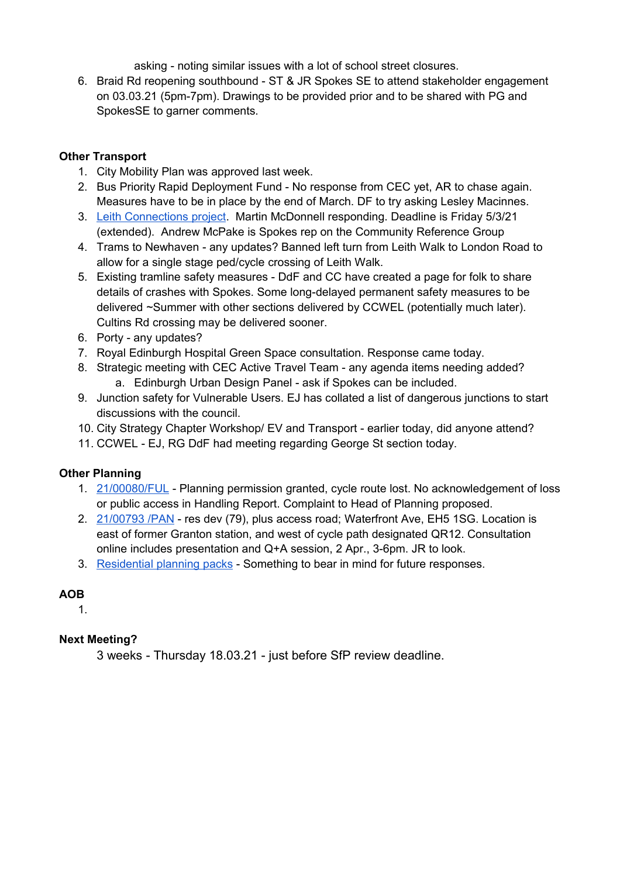asking - noting similar issues with a lot of school street closures.

6. Braid Rd reopening southbound - ST & JR Spokes SE to attend stakeholder engagement on 03.03.21 (5pm-7pm). Drawings to be provided prior and to be shared with PG and SpokesSE to garner comments.

**Other Transport**

1. City Mobility Plan was approved last week.
2. Bus Priority Rapid Deployment Fund - No response from CEC yet, AR to chase again. Measures have to be in place by the end of March. DF to try asking Lesley Macinnes.
3. Leith Connections project. Martin McDonnell responding. Deadline is Friday 5/3/21 (extended). Andrew McPake is Spokes rep on the Community Reference Group
4. Trams to Newhaven - any updates? Banned left turn from Leith Walk to London Road to allow for a single stage ped/cycle crossing of Leith Walk.
5. Existing tramline safety measures - DdF and CC have created a page for folk to share details of crashes with Spokes. Some long-delayed permanent safety measures to be delivered ~Summer with other sections delivered by CCWEL (potentially much later). Cultins Rd crossing may be delivered sooner.
6. Porty - any updates?
7. Royal Edinburgh Hospital Green Space consultation. Response came today.
8. Strategic meeting with CEC Active Travel Team - any agenda items needing added?
   a. Edinburgh Urban Design Panel - ask if Spokes can be included.
9. Junction safety for Vulnerable Users. EJ has collated a list of dangerous junctions to start discussions with the council.
10. City Strategy Chapter Workshop/ EV and Transport - earlier today, did anyone attend?
11. CCWEL - EJ, RG DdF had meeting regarding George St section today.

**Other Planning**

1. 21/00080/FUL - Planning permission granted, cycle route lost. No acknowledgement of loss or public access in Handling Report. Complaint to Head of Planning proposed.
2. 21/00793 /PAN - res dev (79), plus access road; Waterfront Ave, EH5 1SG. Location is east of former Granton station, and west of cycle path designated QR12. Consultation online includes presentation and Q+A session, 2 Apr., 3-6pm. JR to look.
3. Residential planning packs - Something to bear in mind for future responses.

**AOB**

1.

**Next Meeting?**

3 weeks - Thursday 18.03.21 - just before SfP review deadline.